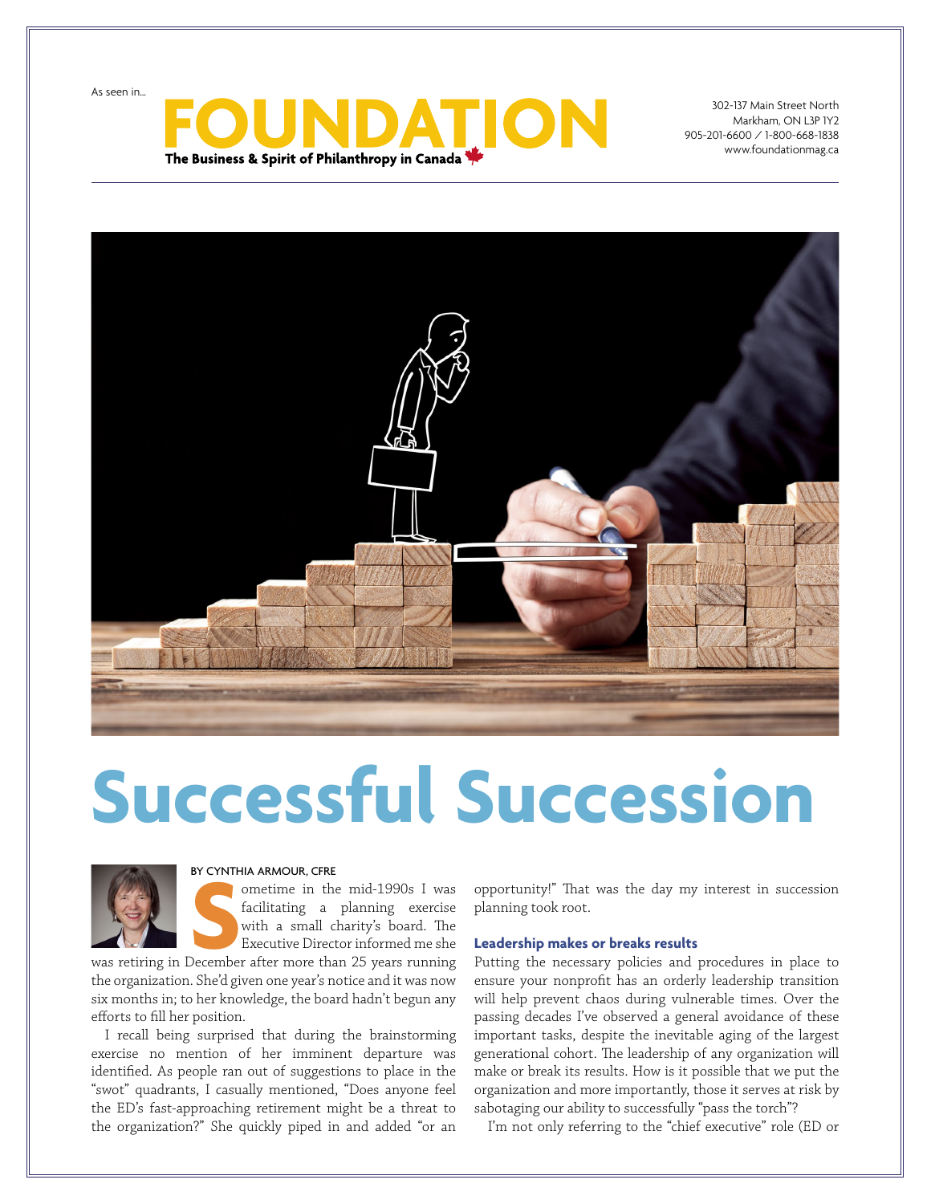As seen in...

**FOUNDATION**
**The Business & Spirit of Philanthropy in Canada**

302-137 Main Street North
Markham, ON L3P 1Y2
905-201-6600 / 1-800-668-1838
www.foundationmag.ca

# Successful Succession

BY CYNTHIA ARMOUR, CFRE

Sometime in the mid-1990s I was facilitating a planning exercise with a small charity's board. The Executive Director informed me she was retiring in December after more than 25 years running the organization. She'd given one year's notice and it was now six months in; to her knowledge, the board hadn't begun any efforts to fill her position.

I recall being surprised that during the brainstorming exercise no mention of her imminent departure was identified. As people ran out of suggestions to place in the "swot" quadrants, I casually mentioned, "Does anyone feel the ED's fast-approaching retirement might be a threat to the organization?" She quickly piped in and added "or an opportunity!" That was the day my interest in succession planning took root.

### Leadership makes or breaks results

Putting the necessary policies and procedures in place to ensure your nonprofit has an orderly leadership transition will help prevent chaos during vulnerable times. Over the passing decades I've observed a general avoidance of these important tasks, despite the inevitable aging of the largest generational cohort. The leadership of any organization will make or break its results. How is it possible that we put the organization and more importantly, those it serves at risk by sabotaging our ability to successfully "pass the torch"?

I'm not only referring to the "chief executive" role (ED or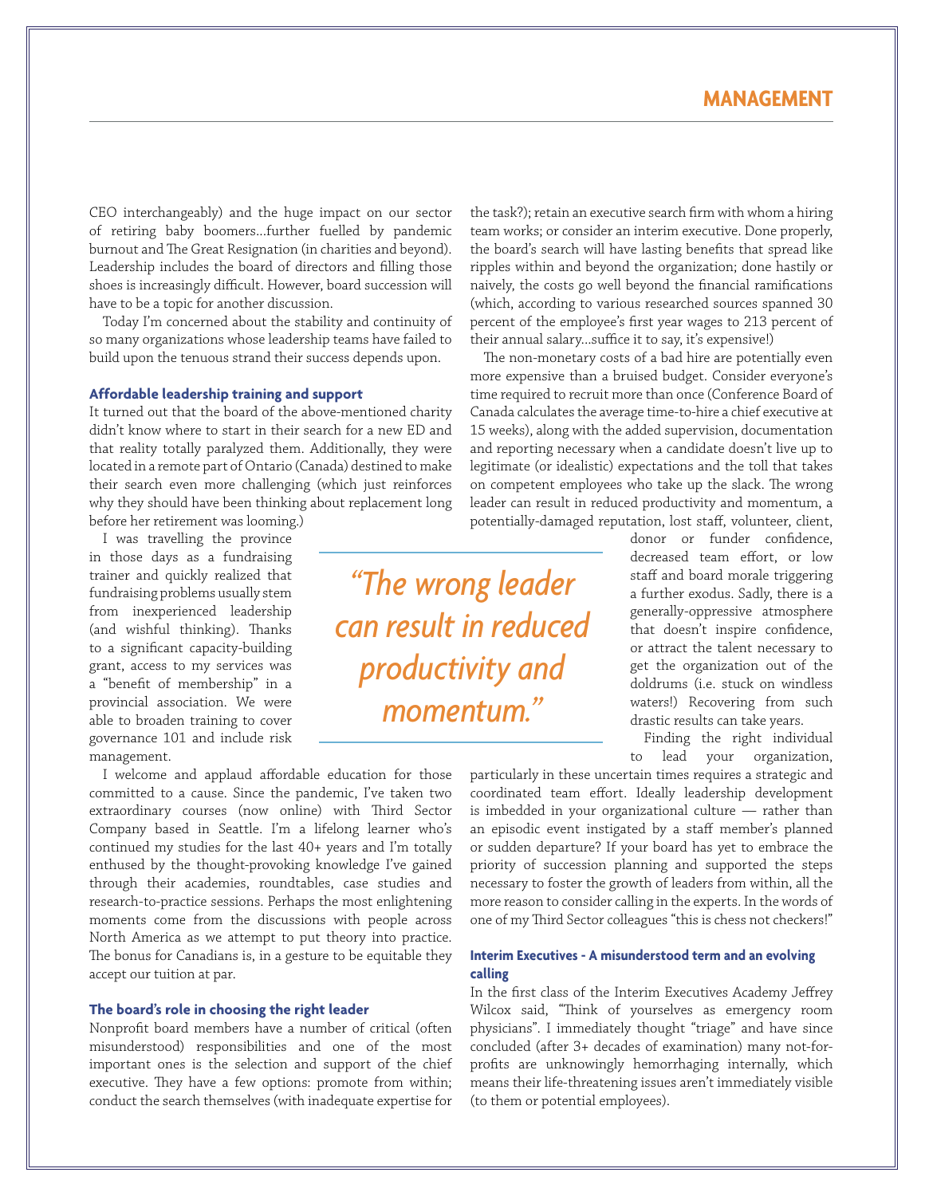CEO interchangeably) and the huge impact on our sector of retiring baby boomers…further fuelled by pandemic burnout and The Great Resignation (in charities and beyond). Leadership includes the board of directors and filling those shoes is increasingly difficult. However, board succession will have to be a topic for another discussion.

Today I'm concerned about the stability and continuity of so many organizations whose leadership teams have failed to build upon the tenuous strand their success depends upon.

#### Affordable leadership training and support

It turned out that the board of the above-mentioned charity didn't know where to start in their search for a new ED and that reality totally paralyzed them. Additionally, they were located in a remote part of Ontario (Canada) destined to make their search even more challenging (which just reinforces why they should have been thinking about replacement long before her retirement was looming.)

I was travelling the province in those days as a fundraising trainer and quickly realized that fundraising problems usually stem from inexperienced leadership (and wishful thinking). Thanks to a significant capacity-building grant, access to my services was a "benefit of membership" in a provincial association. We were able to broaden training to cover governance 101 and include risk management.

I welcome and applaud affordable education for those committed to a cause. Since the pandemic, I've taken two extraordinary courses (now online) with Third Sector Company based in Seattle. I'm a lifelong learner who's continued my studies for the last 40+ years and I'm totally enthused by the thought-provoking knowledge I've gained through their academies, roundtables, case studies and research-to-practice sessions. Perhaps the most enlightening moments come from the discussions with people across North America as we attempt to put theory into practice. The bonus for Canadians is, in a gesture to be equitable they accept our tuition at par.

#### The board's role in choosing the right leader

Nonprofit board members have a number of critical (often misunderstood) responsibilities and one of the most important ones is the selection and support of the chief executive. They have a few options: promote from within; conduct the search themselves (with inadequate expertise for the task?); retain an executive search firm with whom a hiring team works; or consider an interim executive. Done properly, the board's search will have lasting benefits that spread like ripples within and beyond the organization; done hastily or naively, the costs go well beyond the financial ramifications (which, according to various researched sources spanned 30 percent of the employee's first year wages to 213 percent of their annual salary…suffice it to say, it's expensive!)

The non-monetary costs of a bad hire are potentially even more expensive than a bruised budget. Consider everyone's time required to recruit more than once (Conference Board of Canada calculates the average time-to-hire a chief executive at 15 weeks), along with the added supervision, documentation and reporting necessary when a candidate doesn't live up to legitimate (or idealistic) expectations and the toll that takes on competent employees who take up the slack. The wrong leader can result in reduced productivity and momentum, a potentially-damaged reputation, lost staff, volunteer, client, donor or funder confidence, decreased team effort, or low staff and board morale triggering a further exodus. Sadly, there is a generally-oppressive atmosphere that doesn't inspire confidence, or attract the talent necessary to get the organization out of the doldrums (i.e. stuck on windless waters!) Recovering from such drastic results can take years.

> *"The wrong leader can result in reduced productivity and momentum."*

Finding the right individual to lead your organization, particularly in these uncertain times requires a strategic and coordinated team effort. Ideally leadership development is imbedded in your organizational culture — rather than an episodic event instigated by a staff member's planned or sudden departure? If your board has yet to embrace the priority of succession planning and supported the steps necessary to foster the growth of leaders from within, all the more reason to consider calling in the experts. In the words of one of my Third Sector colleagues "this is chess not checkers!"

#### Interim Executives - A misunderstood term and an evolving calling

In the first class of the Interim Executives Academy Jeffrey Wilcox said, "Think of yourselves as emergency room physicians". I immediately thought "triage" and have since concluded (after 3+ decades of examination) many not-for-profits are unknowingly hemorrhaging internally, which means their life-threatening issues aren't immediately visible (to them or potential employees).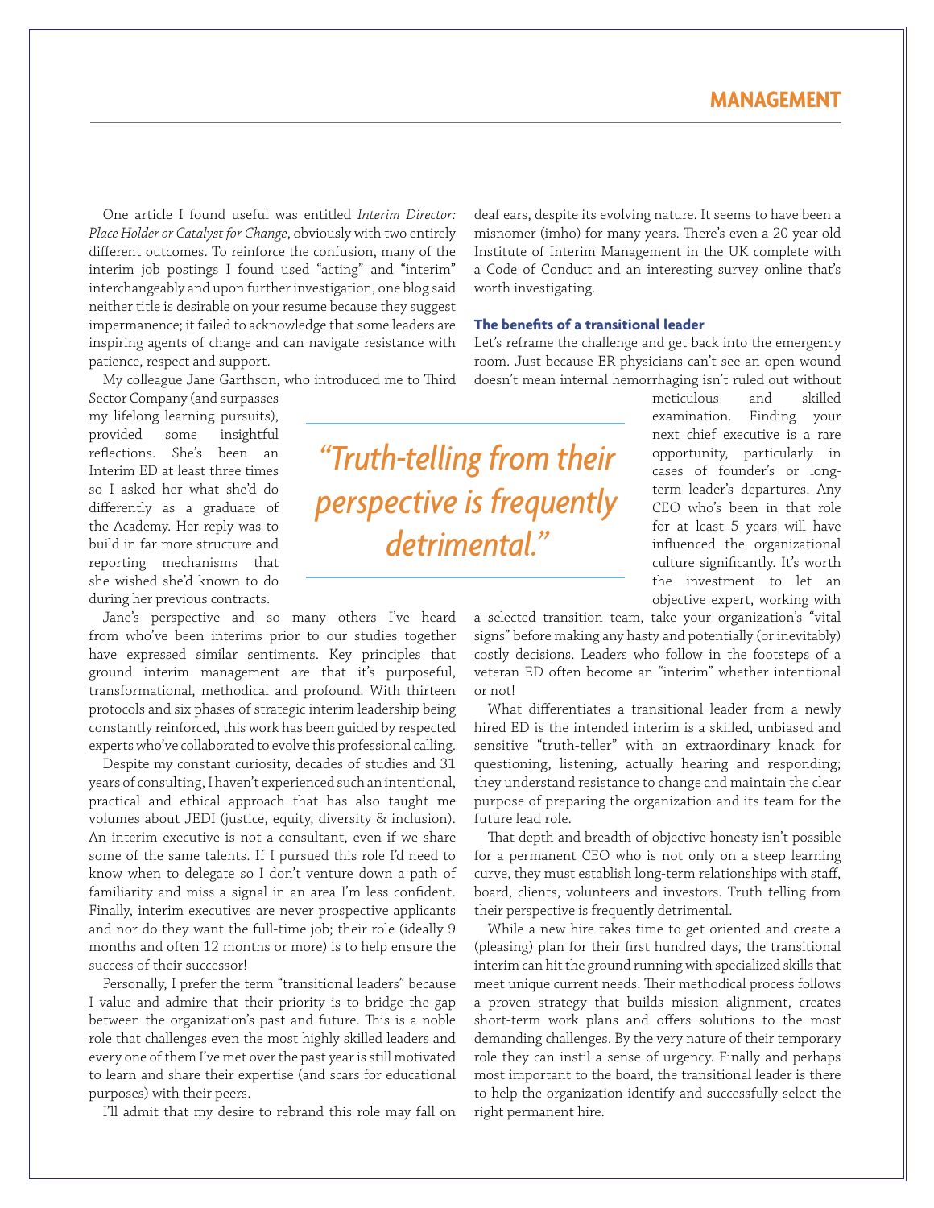One article I found useful was entitled *Interim Director: Place Holder or Catalyst for Change*, obviously with two entirely different outcomes. To reinforce the confusion, many of the interim job postings I found used "acting" and "interim" interchangeably and upon further investigation, one blog said neither title is desirable on your resume because they suggest impermanence; it failed to acknowledge that some leaders are inspiring agents of change and can navigate resistance with patience, respect and support.

My colleague Jane Garthson, who introduced me to Third Sector Company (and surpasses my lifelong learning pursuits), provided some insightful reflections. She's been an Interim ED at least three times so I asked her what she'd do differently as a graduate of the Academy. Her reply was to build in far more structure and reporting mechanisms that she wished she'd known to do during her previous contracts.

Jane's perspective and so many others I've heard from who've been interims prior to our studies together have expressed similar sentiments. Key principles that ground interim management are that it's purposeful, transformational, methodical and profound. With thirteen protocols and six phases of strategic interim leadership being constantly reinforced, this work has been guided by respected experts who've collaborated to evolve this professional calling.

Despite my constant curiosity, decades of studies and 31 years of consulting, I haven't experienced such an intentional, practical and ethical approach that has also taught me volumes about JEDI (justice, equity, diversity & inclusion). An interim executive is not a consultant, even if we share some of the same talents. If I pursued this role I'd need to know when to delegate so I don't venture down a path of familiarity and miss a signal in an area I'm less confident. Finally, interim executives are never prospective applicants and nor do they want the full-time job; their role (ideally 9 months and often 12 months or more) is to help ensure the success of their successor!

Personally, I prefer the term "transitional leaders" because I value and admire that their priority is to bridge the gap between the organization's past and future. This is a noble role that challenges even the most highly skilled leaders and every one of them I've met over the past year is still motivated to learn and share their expertise (and scars for educational purposes) with their peers.

I'll admit that my desire to rebrand this role may fall on deaf ears, despite its evolving nature. It seems to have been a misnomer (imho) for many years. There's even a 20 year old Institute of Interim Management in the UK complete with a Code of Conduct and an interesting survey online that's worth investigating.

### The benefits of a transitional leader

Let's reframe the challenge and get back into the emergency room. Just because ER physicians can't see an open wound doesn't mean internal hemorrhaging isn't ruled out without meticulous and skilled examination. Finding your next chief executive is a rare opportunity, particularly in cases of founder's or long-term leader's departures. Any CEO who's been in that role for at least 5 years will have influenced the organizational culture significantly. It's worth the investment to let an objective expert, working with a selected transition team, take your organization's "vital signs" before making any hasty and potentially (or inevitably) costly decisions. Leaders who follow in the footsteps of a veteran ED often become an "interim" whether intentional or not!

> *"Truth-telling from their perspective is frequently detrimental."*

What differentiates a transitional leader from a newly hired ED is the intended interim is a skilled, unbiased and sensitive "truth-teller" with an extraordinary knack for questioning, listening, actually hearing and responding; they understand resistance to change and maintain the clear purpose of preparing the organization and its team for the future lead role.

That depth and breadth of objective honesty isn't possible for a permanent CEO who is not only on a steep learning curve, they must establish long-term relationships with staff, board, clients, volunteers and investors. Truth telling from their perspective is frequently detrimental.

While a new hire takes time to get oriented and create a (pleasing) plan for their first hundred days, the transitional interim can hit the ground running with specialized skills that meet unique current needs. Their methodical process follows a proven strategy that builds mission alignment, creates short-term work plans and offers solutions to the most demanding challenges. By the very nature of their temporary role they can instil a sense of urgency. Finally and perhaps most important to the board, the transitional leader is there to help the organization identify and successfully select the right permanent hire.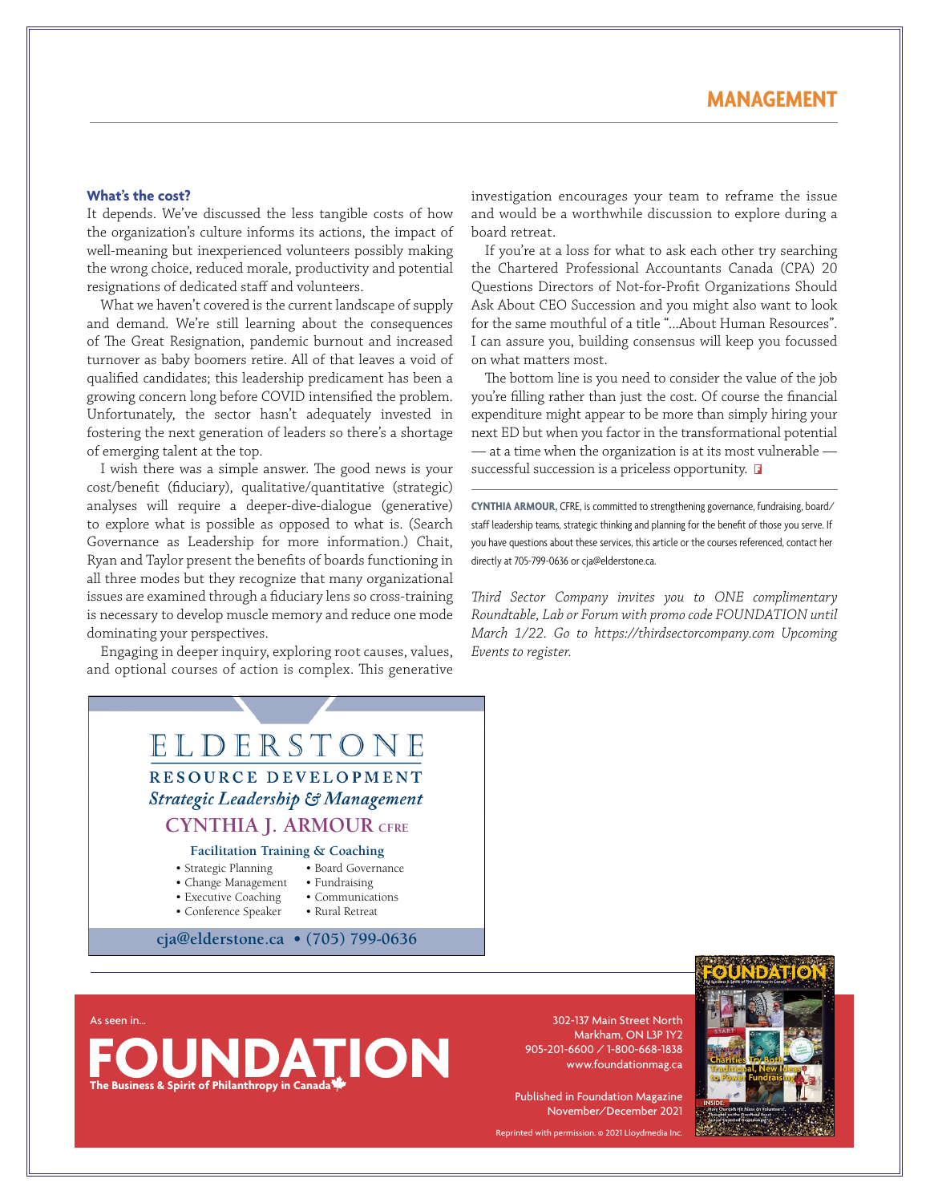## What's the cost?

It depends. We've discussed the less tangible costs of how the organization's culture informs its actions, the impact of well-meaning but inexperienced volunteers possibly making the wrong choice, reduced morale, productivity and potential resignations of dedicated staff and volunteers.

What we haven't covered is the current landscape of supply and demand. We're still learning about the consequences of The Great Resignation, pandemic burnout and increased turnover as baby boomers retire. All of that leaves a void of qualified candidates; this leadership predicament has been a growing concern long before COVID intensified the problem. Unfortunately, the sector hasn't adequately invested in fostering the next generation of leaders so there's a shortage of emerging talent at the top.

I wish there was a simple answer. The good news is your cost/benefit (fiduciary), qualitative/quantitative (strategic) analyses will require a deeper-dive-dialogue (generative) to explore what is possible as opposed to what is. (Search Governance as Leadership for more information.) Chait, Ryan and Taylor present the benefits of boards functioning in all three modes but they recognize that many organizational issues are examined through a fiduciary lens so cross-training is necessary to develop muscle memory and reduce one mode dominating your perspectives.

Engaging in deeper inquiry, exploring root causes, values, and optional courses of action is complex. This generative investigation encourages your team to reframe the issue and would be a worthwhile discussion to explore during a board retreat.

If you're at a loss for what to ask each other try searching the Chartered Professional Accountants Canada (CPA) 20 Questions Directors of Not-for-Profit Organizations Should Ask About CEO Succession and you might also want to look for the same mouthful of a title "...About Human Resources". I can assure you, building consensus will keep you focussed on what matters most.

The bottom line is you need to consider the value of the job you're filling rather than just the cost. Of course the financial expenditure might appear to be more than simply hiring your next ED but when you factor in the transformational potential — at a time when the organization is at its most vulnerable — successful succession is a priceless opportunity.

---

**CYNTHIA ARMOUR,** CFRE, is committed to strengthening governance, fundraising, board/staff leadership teams, strategic thinking and planning for the benefit of those you serve. If you have questions about these services, this article or the courses referenced, contact her directly at 705-799-0636 or cja@elderstone.ca.

*Third Sector Company invites you to ONE complimentary Roundtable, Lab or Forum with promo code FOUNDATION until March 1/22. Go to https://thirdsectorcompany.com Upcoming Events to register.*

ELDERSTONE
RESOURCE DEVELOPMENT
*Strategic Leadership & Management*

CYNTHIA J. ARMOUR CFRE

Facilitation Training & Coaching

- Strategic Planning
- Change Management
- Executive Coaching
- Conference Speaker
- Board Governance
- Fundraising
- Communications
- Rural Retreat

cja@elderstone.ca • (705) 799-0636

As seen in...
FOUNDATION
The Business & Spirit of Philanthropy in Canada

302-137 Main Street North
Markham, ON L3P 1Y2
905-201-6600 / 1-800-668-1838
www.foundationmag.ca

Published in Foundation Magazine
November/December 2021

Reprinted with permission. © 2021 Lloydmedia Inc.